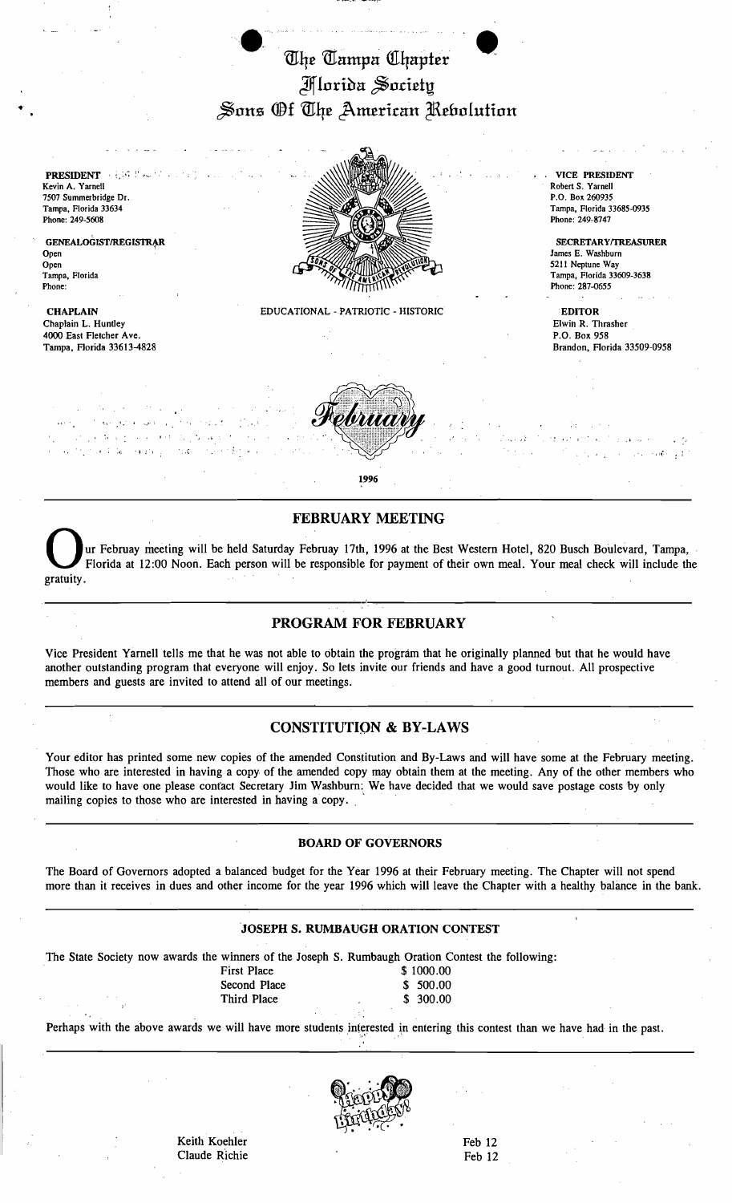# The Tampa Chapter
# Florida Society
# Sons Of The American Revolution

**PRESIDENT**
Kevin A. Yarnell
7507 Summerbridge Dr.
Tampa, Florida 33634
Phone: 249-5608

**GENEALOGIST/REGISTRAR**
Open
Open
Tampa, Florida
Phone:

**CHAPLAIN**
Chaplain L. Huntley
4000 East Fletcher Ave.
Tampa, Florida 33613-4828

**VICE PRESIDENT**
Robert S. Yarnell
P.O. Box 260935
Tampa, Florida 33685-0935
Phone: 249-8747

**SECRETARY/TREASURER**
James E. Washburn
5211 Neptune Way
Tampa, Florida 33609-3638
Phone: 287-0655

**EDITOR**
Elwin R. Thrasher
P.O. Box 958
Brandon, Florida 33509-0958

EDUCATIONAL - PATRIOTIC - HISTORIC

February

1996

## FEBRUARY MEETING

Our Februay meeting will be held Saturday Februay 17th, 1996 at the Best Western Hotel, 820 Busch Boulevard, Tampa, Florida at 12:00 Noon. Each person will be responsible for payment of their own meal. Your meal check will include the gratuity.

## PROGRAM FOR FEBRUARY

Vice President Yarnell tells me that he was not able to obtain the program that he originally planned but that he would have another outstanding program that everyone will enjoy. So lets invite our friends and have a good turnout. All prospective members and guests are invited to attend all of our meetings.

## CONSTITUTION & BY-LAWS

Your editor has printed some new copies of the amended Constitution and By-Laws and will have some at the February meeting. Those who are interested in having a copy of the amended copy may obtain them at the meeting. Any of the other members who would like to have one please contact Secretary Jim Washburn. We have decided that we would save postage costs by only mailing copies to those who are interested in having a copy.

### BOARD OF GOVERNORS

The Board of Governors adopted a balanced budget for the Year 1996 at their February meeting. The Chapter will not spend more than it receives in dues and other income for the year 1996 which will leave the Chapter with a healthy balance in the bank.

### JOSEPH S. RUMBAUGH ORATION CONTEST

The State Society now awards the winners of the Joseph S. Rumbaugh Oration Contest the following:

| | |
|---|---|
| First Place | \$ 1000.00 |
| Second Place | \$ 500.00 |
| Third Place | \$ 300.00 |

Perhaps with the above awards we will have more students interested in entering this contest than we have had in the past.

Happy Birthday!

| | |
|---|---|
| Keith Koehler | Feb 12 |
| Claude Richie | Feb 12 |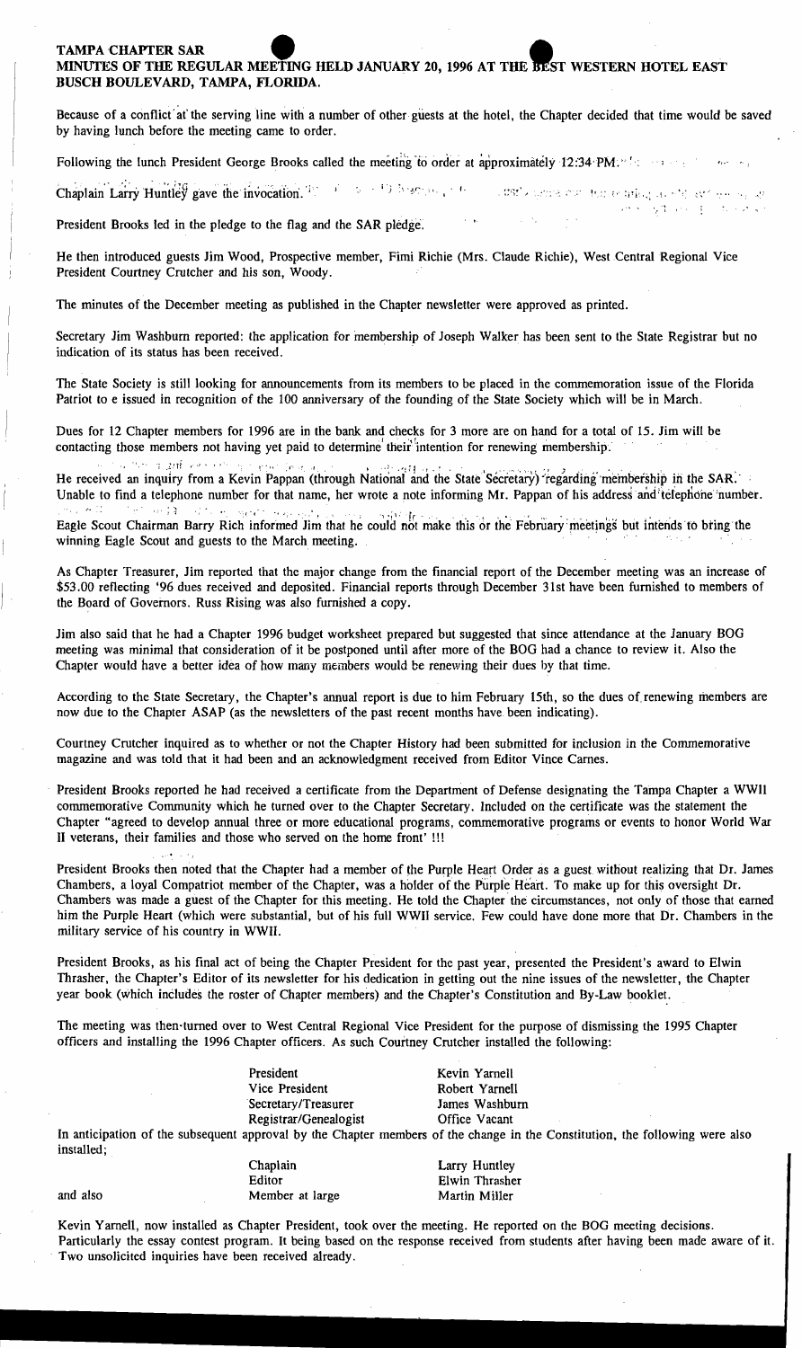**TAMPA CHAPTER SAR**
**MINUTES OF THE REGULAR MEETING HELD JANUARY 20, 1996 AT THE BEST WESTERN HOTEL EAST BUSCH BOULEVARD, TAMPA, FLORIDA.**

Because of a conflict at the serving line with a number of other guests at the hotel, the Chapter decided that time would be saved by having lunch before the meeting came to order.

Following the lunch President George Brooks called the meeting to order at approximately 12:34 PM.

Chaplain Larry Huntley gave the invocation.

President Brooks led in the pledge to the flag and the SAR pledge.

He then introduced guests Jim Wood, Prospective member, Fimi Richie (Mrs. Claude Richie), West Central Regional Vice President Courtney Crutcher and his son, Woody.

The minutes of the December meeting as published in the Chapter newsletter were approved as printed.

Secretary Jim Washburn reported: the application for membership of Joseph Walker has been sent to the State Registrar but no indication of its status has been received.

The State Society is still looking for announcements from its members to be placed in the commemoration issue of the Florida Patriot to e issued in recognition of the 100 anniversary of the founding of the State Society which will be in March.

Dues for 12 Chapter members for 1996 are in the bank and checks for 3 more are on hand for a total of 15. Jim will be contacting those members not having yet paid to determine their intention for renewing membership.

He received an inquiry from a Kevin Pappan (through National and the State Secretary) regarding membership in the SAR. Unable to find a telephone number for that name, her wrote a note informing Mr. Pappan of his address and telephone number.

Eagle Scout Chairman Barry Rich informed Jim that he could not make this or the February meetings but intends to bring the winning Eagle Scout and guests to the March meeting.

As Chapter Treasurer, Jim reported that the major change from the financial report of the December meeting was an increase of $53.00 reflecting '96 dues received and deposited. Financial reports through December 31st have been furnished to members of the Board of Governors. Russ Rising was also furnished a copy.

Jim also said that he had a Chapter 1996 budget worksheet prepared but suggested that since attendance at the January BOG meeting was minimal that consideration of it be postponed until after more of the BOG had a chance to review it. Also the Chapter would have a better idea of how many members would be renewing their dues by that time.

According to the State Secretary, the Chapter's annual report is due to him February 15th, so the dues of renewing members are now due to the Chapter ASAP (as the newsletters of the past recent months have been indicating).

Courtney Crutcher inquired as to whether or not the Chapter History had been submitted for inclusion in the Commemorative magazine and was told that it had been and an acknowledgment received from Editor Vince Carnes.

President Brooks reported he had received a certificate from the Department of Defense designating the Tampa Chapter a WWII commemorative Community which he turned over to the Chapter Secretary. Included on the certificate was the statement the Chapter "agreed to develop annual three or more educational programs, commemorative programs or events to honor World War II veterans, their families and those who served on the home front' !!!

President Brooks then noted that the Chapter had a member of the Purple Heart Order as a guest without realizing that Dr. James Chambers, a loyal Compatriot member of the Chapter, was a holder of the Purple Heart. To make up for this oversight Dr. Chambers was made a guest of the Chapter for this meeting. He told the Chapter the circumstances, not only of those that earned him the Purple Heart (which were substantial, but of his full WWII service. Few could have done more that Dr. Chambers in the military service of his country in WWII.

President Brooks, as his final act of being the Chapter President for the past year, presented the President's award to Elwin Thrasher, the Chapter's Editor of its newsletter for his dedication in getting out the nine issues of the newsletter, the Chapter year book (which includes the roster of Chapter members) and the Chapter's Constitution and By-Law booklet.

The meeting was then turned over to West Central Regional Vice President for the purpose of dismissing the 1995 Chapter officers and installing the 1996 Chapter officers. As such Courtney Crutcher installed the following:

| | |
|---|---|
| President | Kevin Yarnell |
| Vice President | Robert Yarnell |
| Secretary/Treasurer | James Washburn |
| Registrar/Genealogist | Office Vacant |

In anticipation of the subsequent approval by the Chapter members of the change in the Constitution, the following were also installed;

| | | |
|---|---|---|
| | Chaplain | Larry Huntley |
| | Editor | Elwin Thrasher |
| and also | Member at large | Martin Miller |

Kevin Yarnell, now installed as Chapter President, took over the meeting. He reported on the BOG meeting decisions. Particularly the essay contest program. It being based on the response received from students after having been made aware of it. Two unsolicited inquiries have been received already.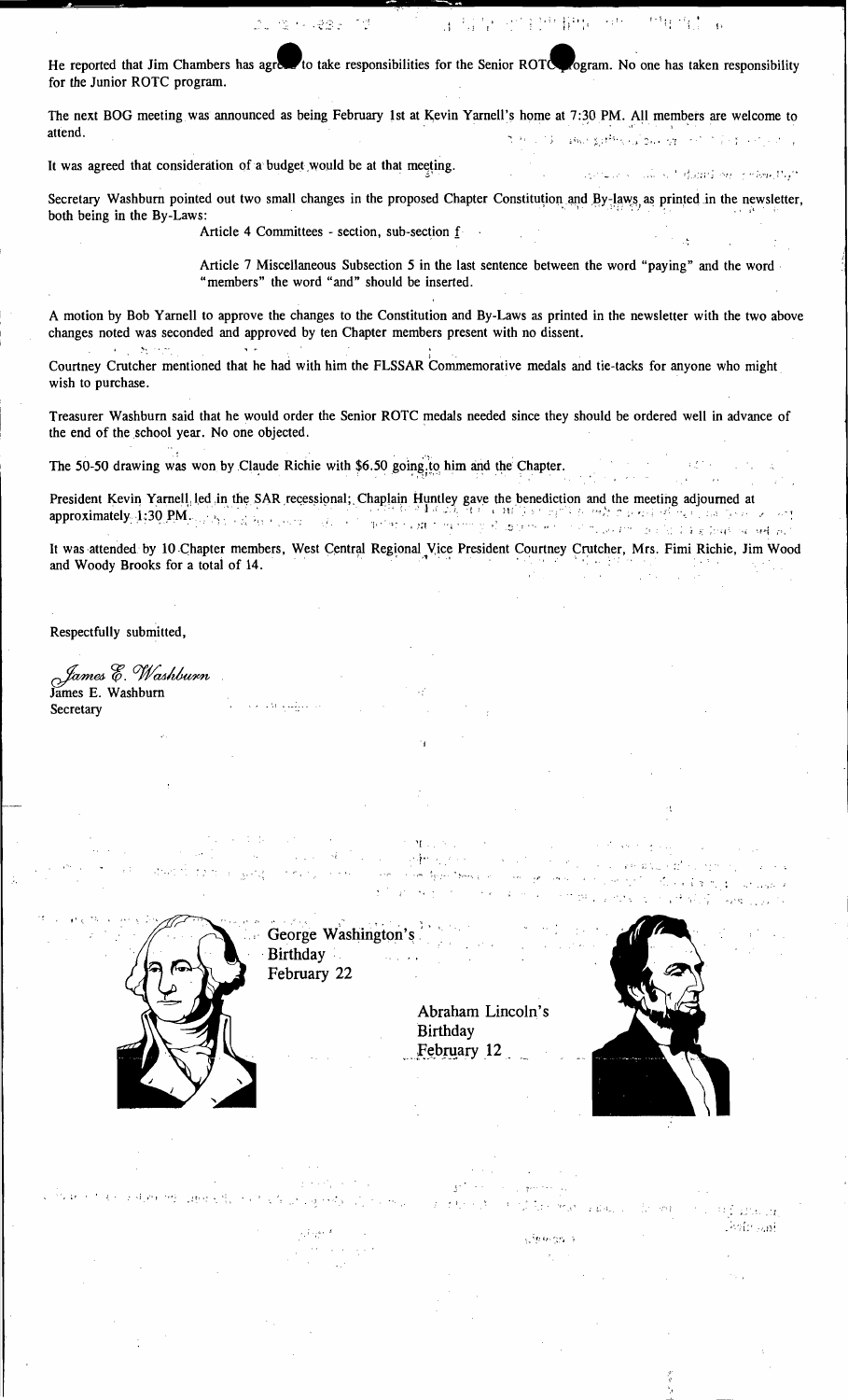He reported that Jim Chambers has agreed to take responsibilities for the Senior ROTC program. No one has taken responsibility for the Junior ROTC program.

The next BOG meeting was announced as being February 1st at Kevin Yarnell's home at 7:30 PM. All members are welcome to attend.

It was agreed that consideration of a budget would be at that meeting.

Secretary Washburn pointed out two small changes in the proposed Chapter Constitution and By-laws as printed in the newsletter, both being in the By-Laws:

Article 4 Committees - section, sub-section f

Article 7 Miscellaneous Subsection 5 in the last sentence between the word "paying" and the word "members" the word "and" should be inserted.

A motion by Bob Yarnell to approve the changes to the Constitution and By-Laws as printed in the newsletter with the two above changes noted was seconded and approved by ten Chapter members present with no dissent.

Courtney Crutcher mentioned that he had with him the FLSSAR Commemorative medals and tie-tacks for anyone who might wish to purchase.

Treasurer Washburn said that he would order the Senior ROTC medals needed since they should be ordered well in advance of the end of the school year. No one objected.

The 50-50 drawing was won by Claude Richie with $6.50 going to him and the Chapter.

President Kevin Yarnell led in the SAR recessional; Chaplain Huntley gave the benediction and the meeting adjourned at approximately 1:30 PM.

It was attended by 10 Chapter members, West Central Regional Vice President Courtney Crutcher, Mrs. Fimi Richie, Jim Wood and Woody Brooks for a total of 14.

Respectfully submitted,

*James E. Washburn*
James E. Washburn
Secretary

George Washington's Birthday
February 22

Abraham Lincoln's Birthday
February 12